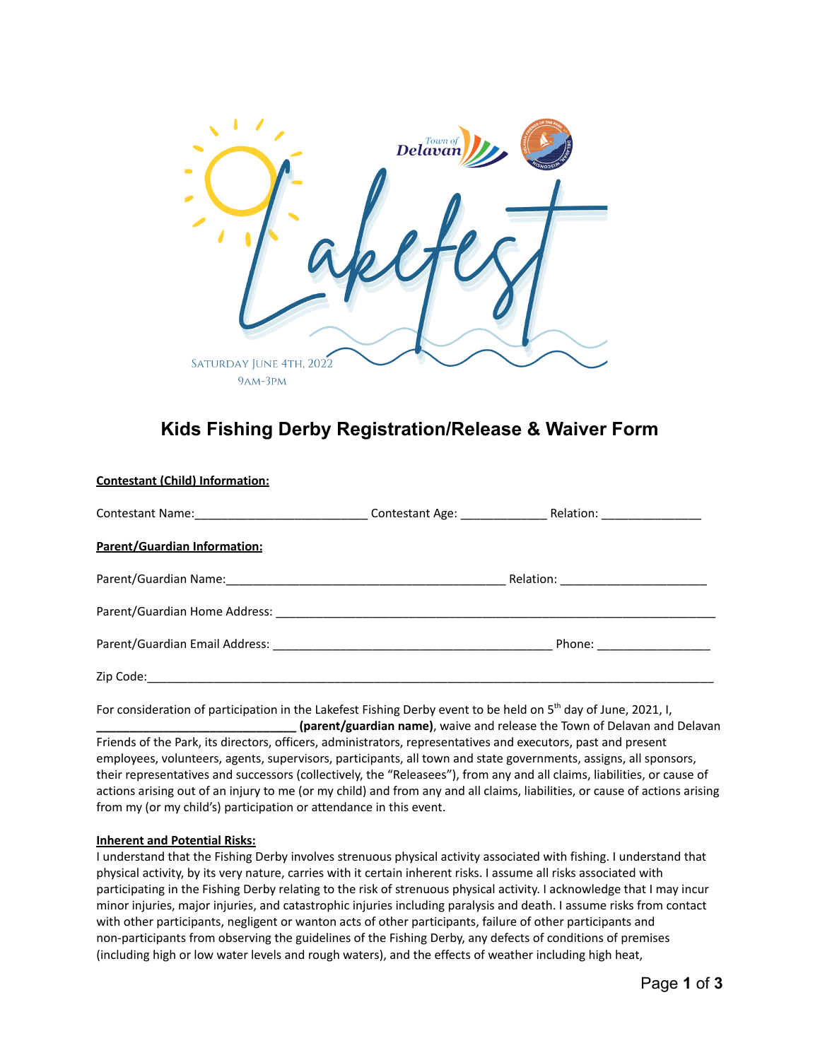Town of Delavan

# Lakefest

SATURDAY JUNE 4TH, 2022
9AM-3PM

## Kids Fishing Derby Registration/Release & Waiver Form

**Contestant (Child) Information:**

Contestant Name:__________________________ Contestant Age: _____________ Relation: _______________

**Parent/Guardian Information:**

Parent/Guardian Name:__________________________________________ Relation: ______________________

Parent/Guardian Home Address: ___________________________________________________________________

Parent/Guardian Email Address: __________________________________________ Phone: _________________

Zip Code:_____________________________________________________________________________________

For consideration of participation in the Lakefest Fishing Derby event to be held on 5th day of June, 2021, I, **______________________________ (parent/guardian name)**, waive and release the Town of Delavan and Delavan Friends of the Park, its directors, officers, administrators, representatives and executors, past and present employees, volunteers, agents, supervisors, participants, all town and state governments, assigns, all sponsors, their representatives and successors (collectively, the "Releasees"), from any and all claims, liabilities, or cause of actions arising out of an injury to me (or my child) and from any and all claims, liabilities, or cause of actions arising from my (or my child's) participation or attendance in this event.

**Inherent and Potential Risks:**

I understand that the Fishing Derby involves strenuous physical activity associated with fishing. I understand that physical activity, by its very nature, carries with it certain inherent risks. I assume all risks associated with participating in the Fishing Derby relating to the risk of strenuous physical activity. I acknowledge that I may incur minor injuries, major injuries, and catastrophic injuries including paralysis and death. I assume risks from contact with other participants, negligent or wanton acts of other participants, failure of other participants and non-participants from observing the guidelines of the Fishing Derby, any defects of conditions of premises (including high or low water levels and rough waters), and the effects of weather including high heat,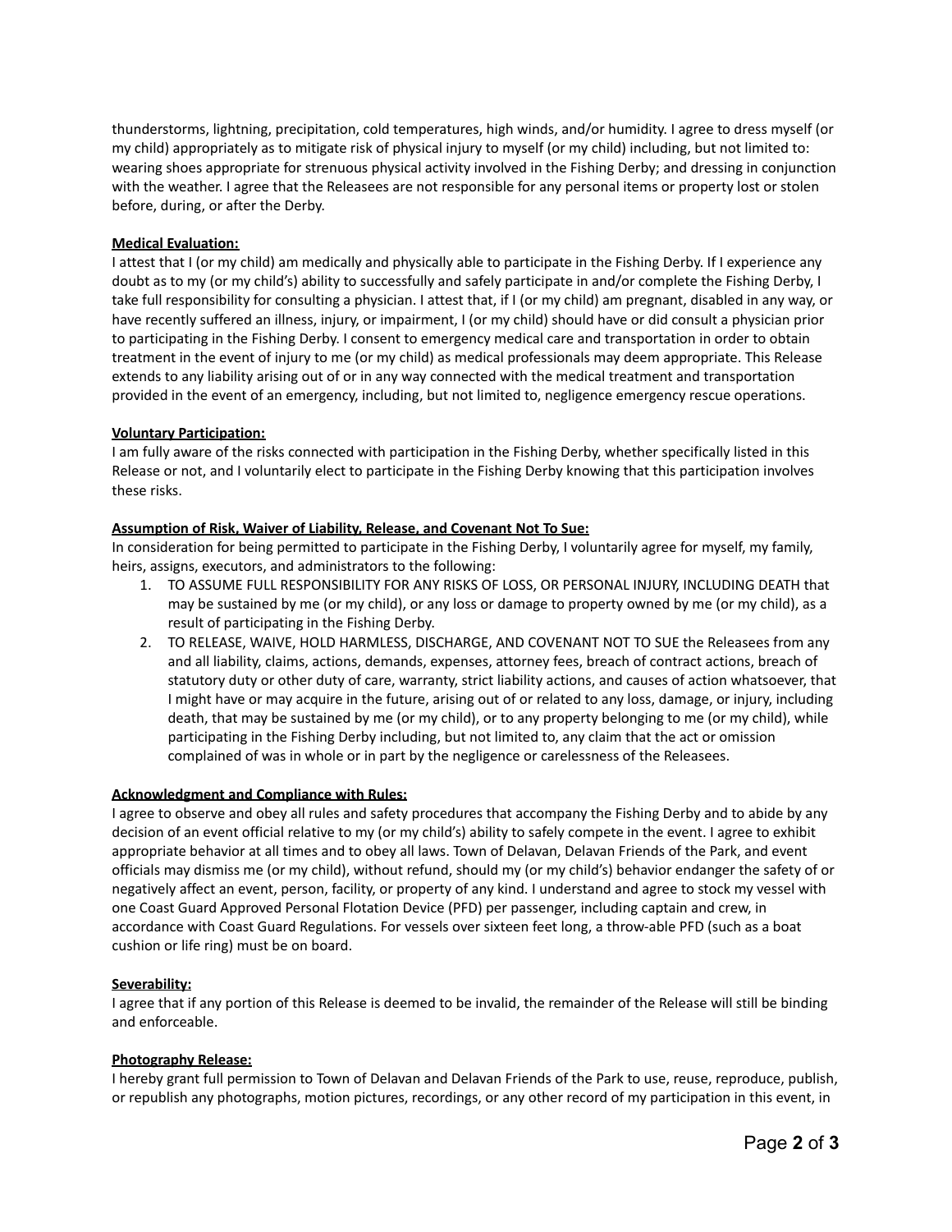thunderstorms, lightning, precipitation, cold temperatures, high winds, and/or humidity. I agree to dress myself (or my child) appropriately as to mitigate risk of physical injury to myself (or my child) including, but not limited to: wearing shoes appropriate for strenuous physical activity involved in the Fishing Derby; and dressing in conjunction with the weather. I agree that the Releasees are not responsible for any personal items or property lost or stolen before, during, or after the Derby.

**Medical Evaluation:**
I attest that I (or my child) am medically and physically able to participate in the Fishing Derby. If I experience any doubt as to my (or my child's) ability to successfully and safely participate in and/or complete the Fishing Derby, I take full responsibility for consulting a physician. I attest that, if I (or my child) am pregnant, disabled in any way, or have recently suffered an illness, injury, or impairment, I (or my child) should have or did consult a physician prior to participating in the Fishing Derby. I consent to emergency medical care and transportation in order to obtain treatment in the event of injury to me (or my child) as medical professionals may deem appropriate. This Release extends to any liability arising out of or in any way connected with the medical treatment and transportation provided in the event of an emergency, including, but not limited to, negligence emergency rescue operations.

**Voluntary Participation:**
I am fully aware of the risks connected with participation in the Fishing Derby, whether specifically listed in this Release or not, and I voluntarily elect to participate in the Fishing Derby knowing that this participation involves these risks.

**Assumption of Risk, Waiver of Liability, Release, and Covenant Not To Sue:**
In consideration for being permitted to participate in the Fishing Derby, I voluntarily agree for myself, my family, heirs, assigns, executors, and administrators to the following:

1. TO ASSUME FULL RESPONSIBILITY FOR ANY RISKS OF LOSS, OR PERSONAL INJURY, INCLUDING DEATH that may be sustained by me (or my child), or any loss or damage to property owned by me (or my child), as a result of participating in the Fishing Derby.
2. TO RELEASE, WAIVE, HOLD HARMLESS, DISCHARGE, AND COVENANT NOT TO SUE the Releasees from any and all liability, claims, actions, demands, expenses, attorney fees, breach of contract actions, breach of statutory duty or other duty of care, warranty, strict liability actions, and causes of action whatsoever, that I might have or may acquire in the future, arising out of or related to any loss, damage, or injury, including death, that may be sustained by me (or my child), or to any property belonging to me (or my child), while participating in the Fishing Derby including, but not limited to, any claim that the act or omission complained of was in whole or in part by the negligence or carelessness of the Releasees.

**Acknowledgment and Compliance with Rules:**
I agree to observe and obey all rules and safety procedures that accompany the Fishing Derby and to abide by any decision of an event official relative to my (or my child's) ability to safely compete in the event. I agree to exhibit appropriate behavior at all times and to obey all laws. Town of Delavan, Delavan Friends of the Park, and event officials may dismiss me (or my child), without refund, should my (or my child's) behavior endanger the safety of or negatively affect an event, person, facility, or property of any kind. I understand and agree to stock my vessel with one Coast Guard Approved Personal Flotation Device (PFD) per passenger, including captain and crew, in accordance with Coast Guard Regulations. For vessels over sixteen feet long, a throw-able PFD (such as a boat cushion or life ring) must be on board.

**Severability:**
I agree that if any portion of this Release is deemed to be invalid, the remainder of the Release will still be binding and enforceable.

**Photography Release:**
I hereby grant full permission to Town of Delavan and Delavan Friends of the Park to use, reuse, reproduce, publish, or republish any photographs, motion pictures, recordings, or any other record of my participation in this event, in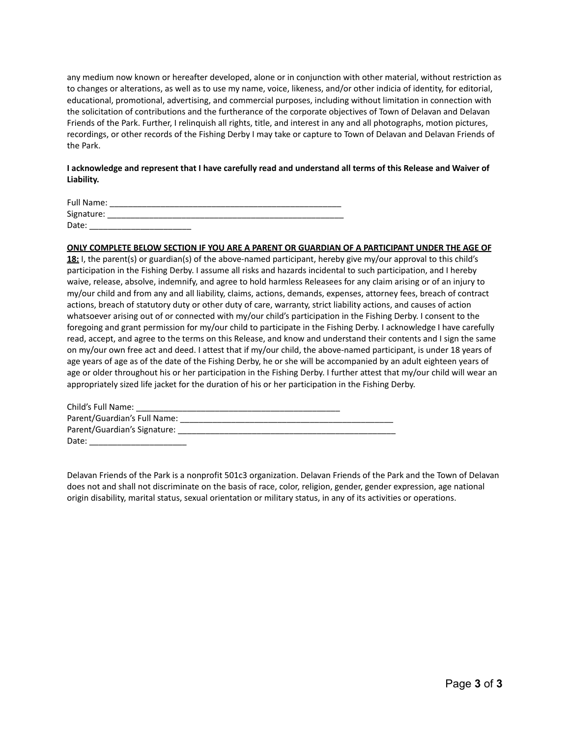any medium now known or hereafter developed, alone or in conjunction with other material, without restriction as to changes or alterations, as well as to use my name, voice, likeness, and/or other indicia of identity, for editorial, educational, promotional, advertising, and commercial purposes, including without limitation in connection with the solicitation of contributions and the furtherance of the corporate objectives of Town of Delavan and Delavan Friends of the Park. Further, I relinquish all rights, title, and interest in any and all photographs, motion pictures, recordings, or other records of the Fishing Derby I may take or capture to Town of Delavan and Delavan Friends of the Park.

**I acknowledge and represent that I have carefully read and understand all terms of this Release and Waiver of Liability.**

Full Name: ____________________________________________________

Signature: ______________________________________________________

Date: ______________________

**ONLY COMPLETE BELOW SECTION IF YOU ARE A PARENT OR GUARDIAN OF A PARTICIPANT UNDER THE AGE OF 18:** I, the parent(s) or guardian(s) of the above-named participant, hereby give my/our approval to this child's participation in the Fishing Derby. I assume all risks and hazards incidental to such participation, and I hereby waive, release, absolve, indemnify, and agree to hold harmless Releasees for any claim arising or of an injury to my/our child and from any and all liability, claims, actions, demands, expenses, attorney fees, breach of contract actions, breach of statutory duty or other duty of care, warranty, strict liability actions, and causes of action whatsoever arising out of or connected with my/our child's participation in the Fishing Derby. I consent to the foregoing and grant permission for my/our child to participate in the Fishing Derby. I acknowledge I have carefully read, accept, and agree to the terms on this Release, and know and understand their contents and I sign the same on my/our own free act and deed. I attest that if my/our child, the above-named participant, is under 18 years of age years of age as of the date of the Fishing Derby, he or she will be accompanied by an adult eighteen years of age or older throughout his or her participation in the Fishing Derby. I further attest that my/our child will wear an appropriately sized life jacket for the duration of his or her participation in the Fishing Derby.

Child's Full Name: ______________________________________________

Parent/Guardian's Full Name: ________________________________________________

Parent/Guardian's Signature: _________________________________________________

Date: _____________________

Delavan Friends of the Park is a nonprofit 501c3 organization. Delavan Friends of the Park and the Town of Delavan does not and shall not discriminate on the basis of race, color, religion, gender, gender expression, age national origin disability, marital status, sexual orientation or military status, in any of its activities or operations.